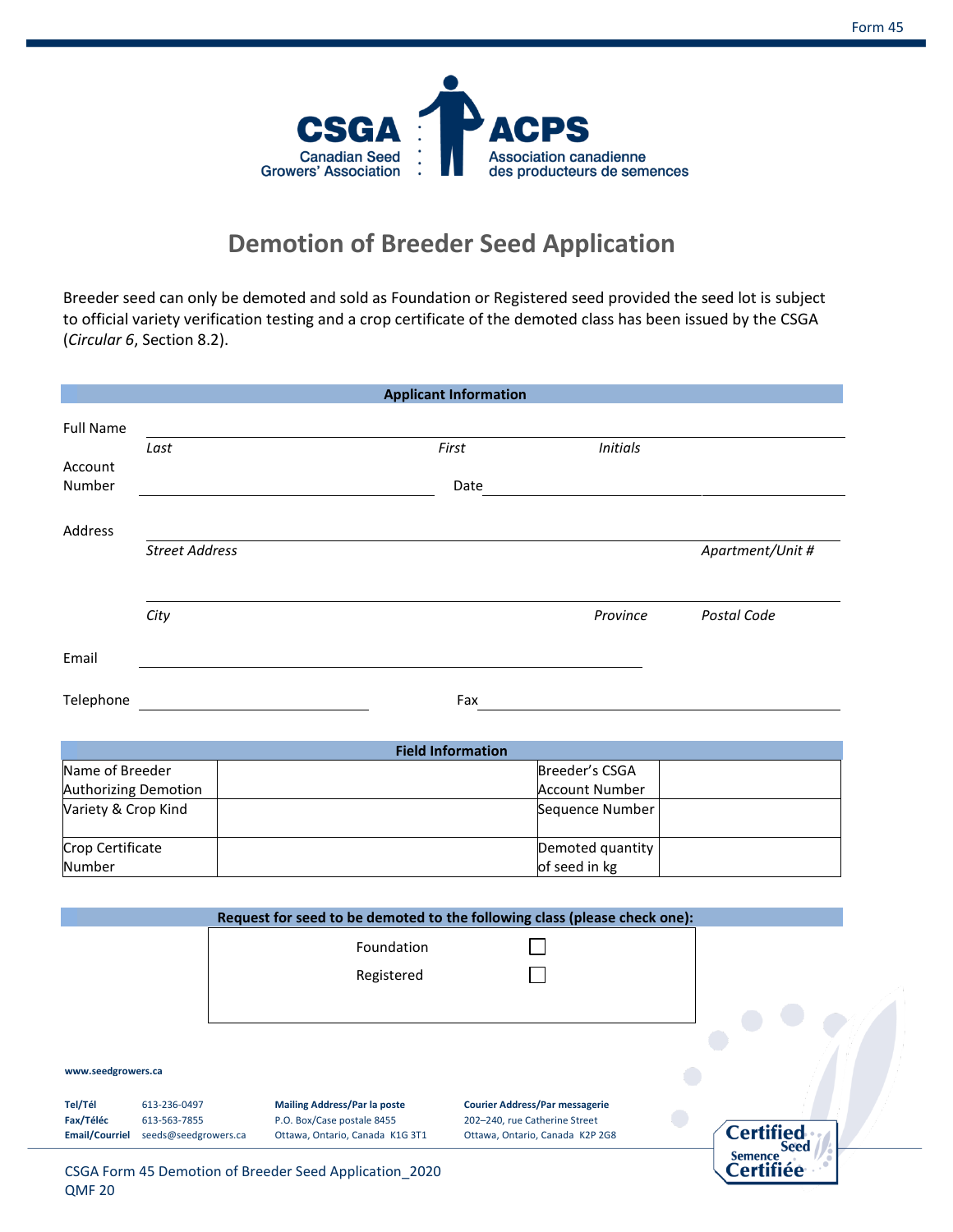CSGA Canadian Seed Growers' Association | ACPS Association canadienne des producteurs de semences

# Demotion of Breeder Seed Application

Breeder seed can only be demoted and sold as Foundation or Registered seed provided the seed lot is subject to official variety verification testing and a crop certificate of the demoted class has been issued by the CSGA (*Circular 6*, Section 8.2).

## Applicant Information

Full Name ______________________________________________
*Last* *First* *Initials*

Account Number ____________________ Date ____________________

Address ______________________________________________
*Street Address* *Apartment/Unit #*

______________________________________________
*City* *Province* *Postal Code*

Email ______________________________________________

Telephone ____________________ Fax ____________________

## Field Information

| Name of Breeder Authorizing Demotion | | Breeder's CSGA Account Number | |
|---|---|---|---|
| Variety & Crop Kind | | Sequence Number | |
| Crop Certificate Number | | Demoted quantity of seed in kg | |

## Request for seed to be demoted to the following class (please check one):

Foundation ☐

Registered ☐

www.seedgrowers.ca

**Tel/Tél** 613-236-0497
**Fax/Téléc** 613-563-7855
**Email/Courriel** seeds@seedgrowers.ca

**Mailing Address/Par la poste**
P.O. Box/Case postale 8455
Ottawa, Ontario, Canada K1G 3T1

**Courier Address/Par messagerie**
202–240, rue Catherine Street
Ottawa, Ontario, Canada K2P 2G8

CSGA Form 45 Demotion of Breeder Seed Application_2020
QMF 20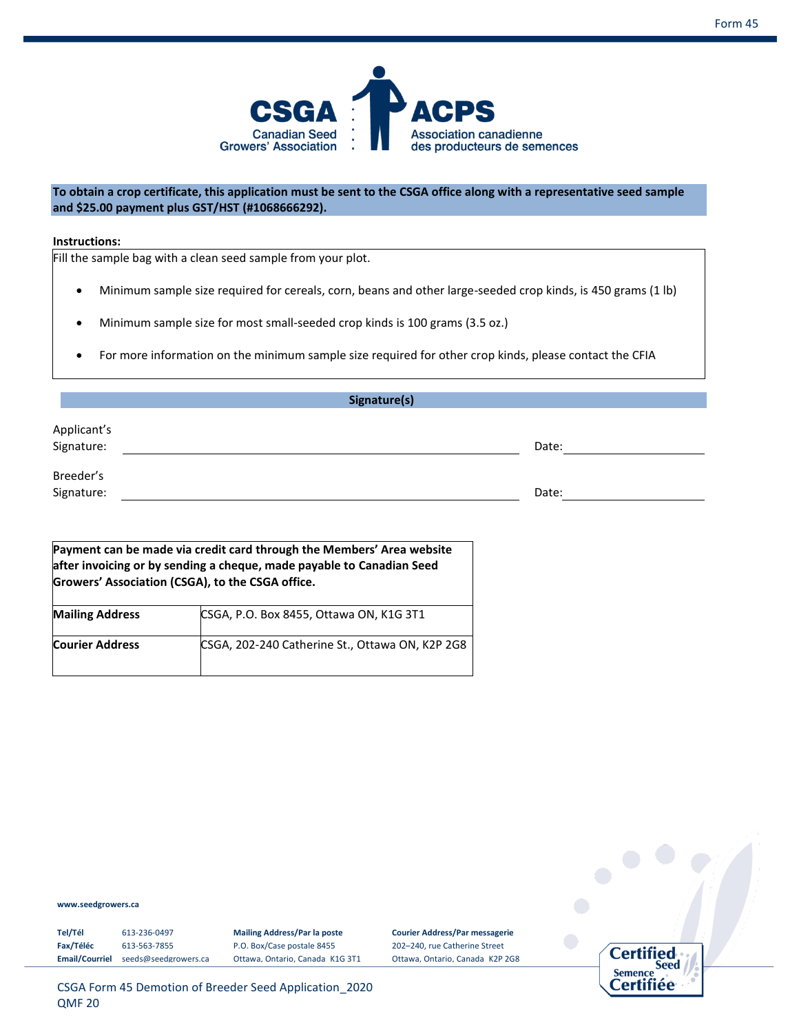**To obtain a crop certificate, this application must be sent to the CSGA office along with a representative seed sample and $25.00 payment plus GST/HST (#1068666292).**

**Instructions:**

Fill the sample bag with a clean seed sample from your plot.

- Minimum sample size required for cereals, corn, beans and other large-seeded crop kinds, is 450 grams (1 lb)
- Minimum sample size for most small-seeded crop kinds is 100 grams (3.5 oz.)
- For more information on the minimum sample size required for other crop kinds, please contact the CFIA

**Signature(s)**

Applicant's Signature: ______________________________ Date: ______________

Breeder's Signature: ______________________________ Date: ______________

**Payment can be made via credit card through the Members' Area website after invoicing or by sending a cheque, made payable to Canadian Seed Growers' Association (CSGA), to the CSGA office.**

| | |
|---|---|
| **Mailing Address** | CSGA, P.O. Box 8455, Ottawa ON, K1G 3T1 |
| **Courier Address** | CSGA, 202-240 Catherine St., Ottawa ON, K2P 2G8 |

www.seedgrowers.ca

**Tel/Tél** 613-236-0497
**Fax/Téléc** 613-563-7855
**Email/Courriel** seeds@seedgrowers.ca

**Mailing Address/Par la poste**
P.O. Box/Case postale 8455
Ottawa, Ontario, Canada K1G 3T1

**Courier Address/Par messagerie**
202–240, rue Catherine Street
Ottawa, Ontario, Canada K2P 2G8

CSGA Form 45 Demotion of Breeder Seed Application_2020
QMF 20